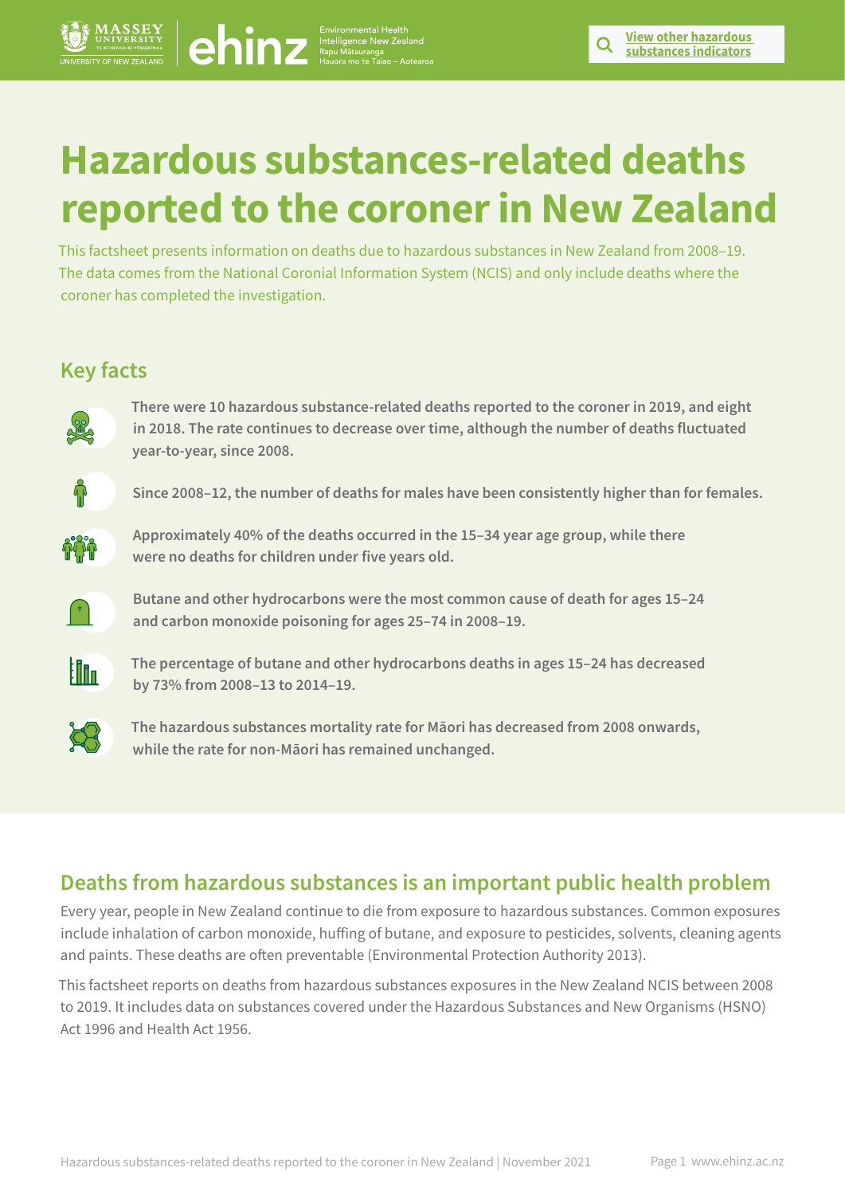# Hazardous substances-related deaths reported to the coroner in New Zealand

This factsheet presents information on deaths due to hazardous substances in New Zealand from 2008–19. The data comes from the National Coronial Information System (NCIS) and only include deaths where the coroner has completed the investigation.

## Key facts

**There were 10 hazardous substance-related deaths reported to the coroner in 2019, and eight in 2018. The rate continues to decrease over time, although the number of deaths fluctuated year-to-year, since 2008.**

**Since 2008–12, the number of deaths for males have been consistently higher than for females.**

**Approximately 40% of the deaths occurred in the 15–34 year age group, while there were no deaths for children under five years old.**

**Butane and other hydrocarbons were the most common cause of death for ages 15–24 and carbon monoxide poisoning for ages 25–74 in 2008–19.**

**The percentage of butane and other hydrocarbons deaths in ages 15–24 has decreased by 73% from 2008–13 to 2014–19.**

**The hazardous substances mortality rate for Māori has decreased from 2008 onwards, while the rate for non-Māori has remained unchanged.**

## Deaths from hazardous substances is an important public health problem

Every year, people in New Zealand continue to die from exposure to hazardous substances. Common exposures include inhalation of carbon monoxide, huffing of butane, and exposure to pesticides, solvents, cleaning agents and paints. These deaths are often preventable (Environmental Protection Authority 2013).

This factsheet reports on deaths from hazardous substances exposures in the New Zealand NCIS between 2008 to 2019. It includes data on substances covered under the Hazardous Substances and New Organisms (HSNO) Act 1996 and Health Act 1956.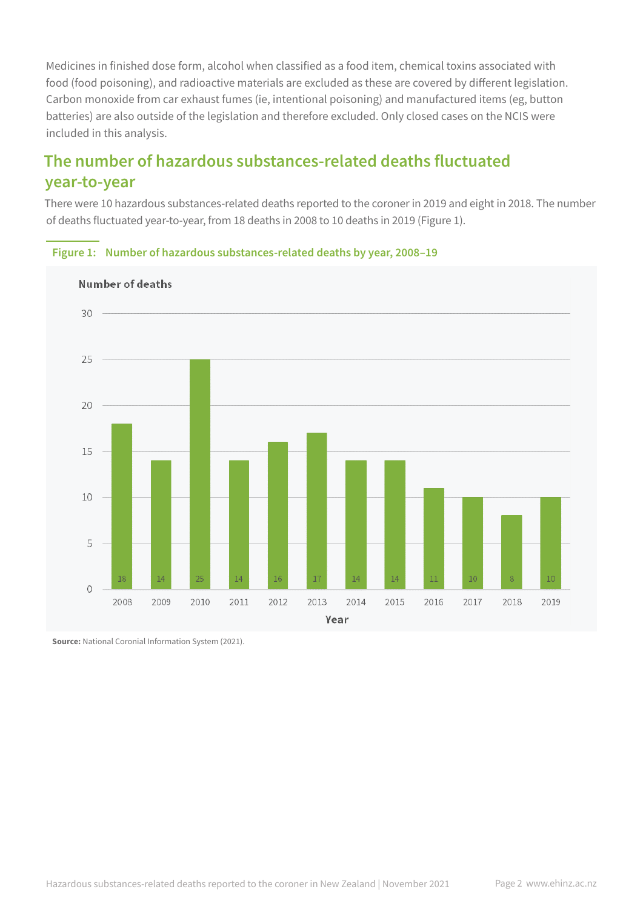Medicines in finished dose form, alcohol when classified as a food item, chemical toxins associated with food (food poisoning), and radioactive materials are excluded as these are covered by different legislation. Carbon monoxide from car exhaust fumes (ie, intentional poisoning) and manufactured items (eg, button batteries) are also outside of the legislation and therefore excluded. Only closed cases on the NCIS were included in this analysis.

## The number of hazardous substances-related deaths fluctuated year-to-year

There were 10 hazardous substances-related deaths reported to the coroner in 2019 and eight in 2018. The number of deaths fluctuated year-to-year, from 18 deaths in 2008 to 10 deaths in 2019 (Figure 1).

**Figure 1: Number of hazardous substances-related deaths by year, 2008–19**

Number of deaths

30
25
20
15
10
5
0

18 14 25 14 16 17 14 14 11 10 8 10

2008 2009 2010 2011 2012 2013 2014 2015 2016 2017 2018 2019

Year

**Source:** National Coronial Information System (2021).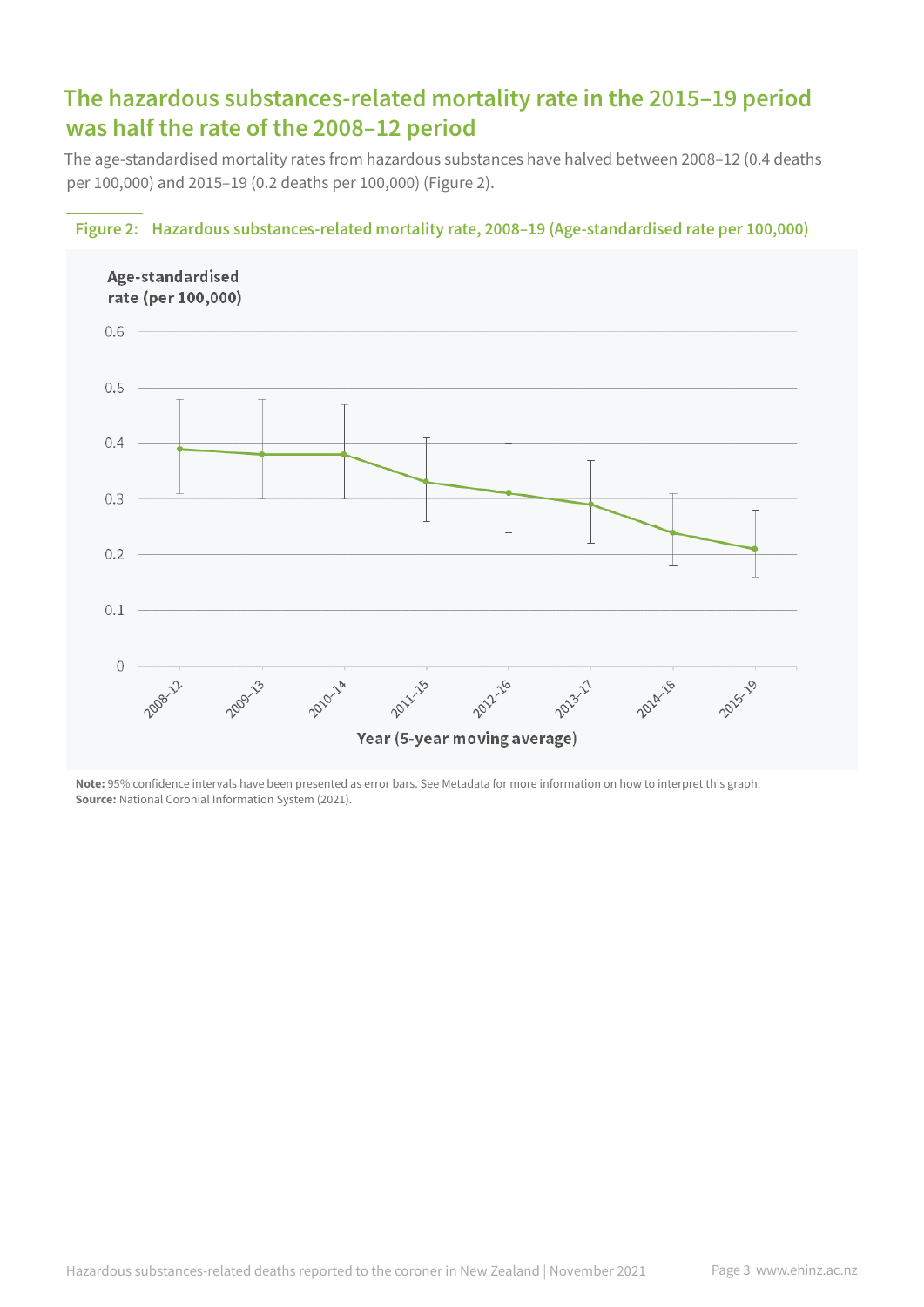## The hazardous substances-related mortality rate in the 2015–19 period was half the rate of the 2008–12 period

The age-standardised mortality rates from hazardous substances have halved between 2008–12 (0.4 deaths per 100,000) and 2015–19 (0.2 deaths per 100,000) (Figure 2).

**Figure 2: Hazardous substances-related mortality rate, 2008–19 (Age-standardised rate per 100,000)**

Age-standardised rate (per 100,000)

0.6
0.5
0.4
0.3
0.2
0.1
0

2008–12
2009–13
2010–14
2011–15
2012–16
2013–17
2014–18
2015–19

Year (5-year moving average)

**Note:** 95% confidence intervals have been presented as error bars. See Metadata for more information on how to interpret this graph.
**Source:** National Coronial Information System (2021).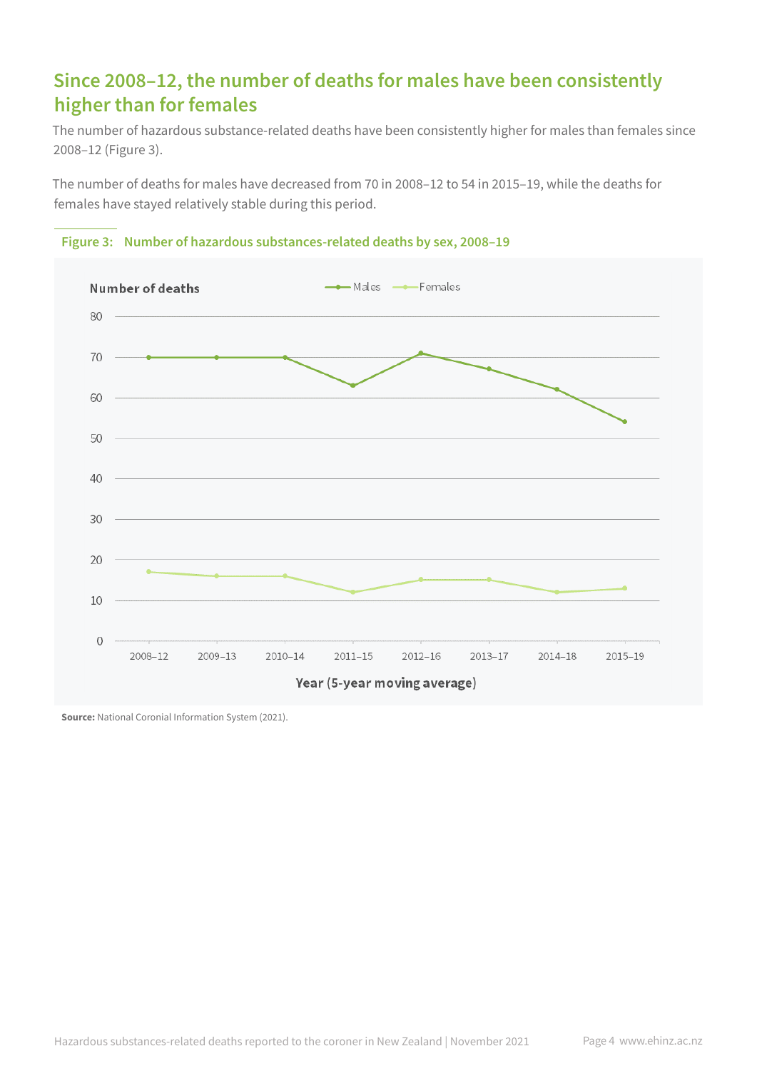## Since 2008–12, the number of deaths for males have been consistently higher than for females

The number of hazardous substance-related deaths have been consistently higher for males than females since 2008–12 (Figure 3).

The number of deaths for males have decreased from 70 in 2008–12 to 54 in 2015–19, while the deaths for females have stayed relatively stable during this period.

**Figure 3: Number of hazardous substances-related deaths by sex, 2008–19**

Number of deaths

Males
Females

80
70
60
50
40
30
20
10
0

2008–12
2009–13
2010–14
2011–15
2012–16
2013–17
2014–18
2015–19

Year (5-year moving average)

**Source:** National Coronial Information System (2021).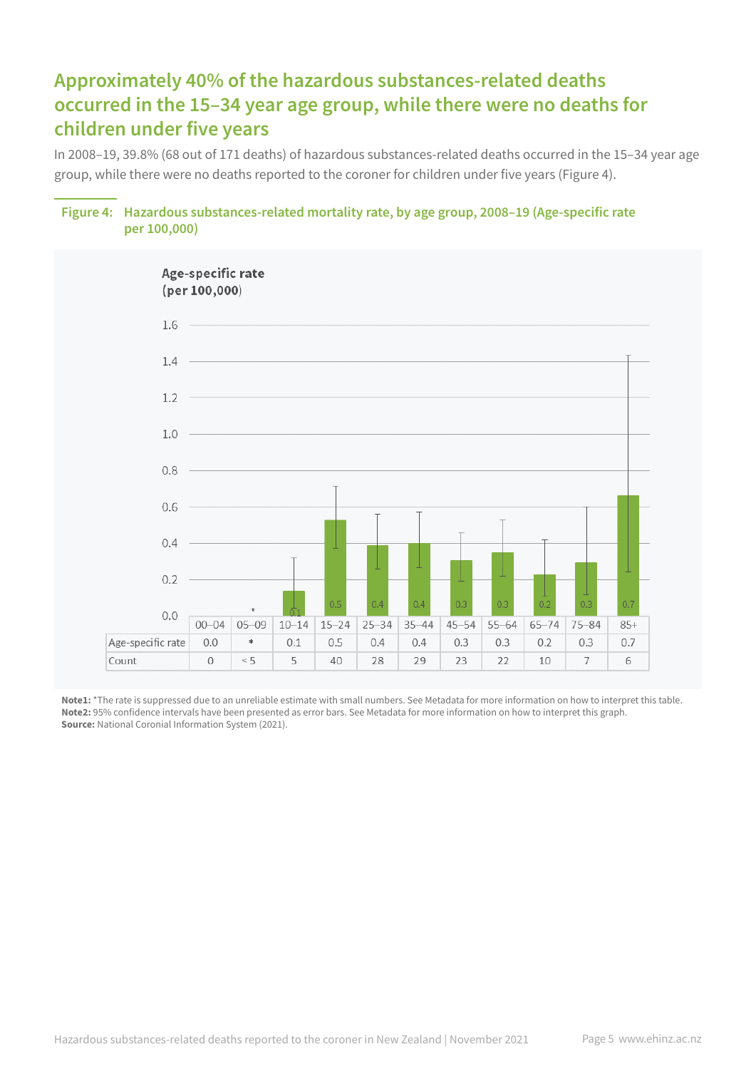## Approximately 40% of the hazardous substances-related deaths occurred in the 15–34 year age group, while there were no deaths for children under five years

In 2008–19, 39.8% (68 out of 171 deaths) of hazardous substances-related deaths occurred in the 15–34 year age group, while there were no deaths reported to the coroner for children under five years (Figure 4).

**Figure 4: Hazardous substances-related mortality rate, by age group, 2008–19 (Age-specific rate per 100,000)**

Age-specific rate (per 100,000)

1.6
1.4
1.2
1.0
0.8
0.6
0.4
0.2
0.0

*
0.1
0.5
0.4
0.4
0.3
0.3
0.2
0.3
0.7

| | 00–04 | 05–09 | 10–14 | 15–24 | 25–34 | 35–44 | 45–54 | 55–64 | 65–74 | 75–84 | 85+ |
|---|---|---|---|---|---|---|---|---|---|---|---|
| Age-specific rate | 0.0 | * | 0.1 | 0.5 | 0.4 | 0.4 | 0.3 | 0.3 | 0.2 | 0.3 | 0.7 |
| Count | 0 | < 5 | 5 | 40 | 28 | 29 | 23 | 22 | 10 | 7 | 6 |

**Note1:** *The rate is suppressed due to an unreliable estimate with small numbers. See Metadata for more information on how to interpret this table.
**Note2:** 95% confidence intervals have been presented as error bars. See Metadata for more information on how to interpret this graph.
**Source:** National Coronial Information System (2021).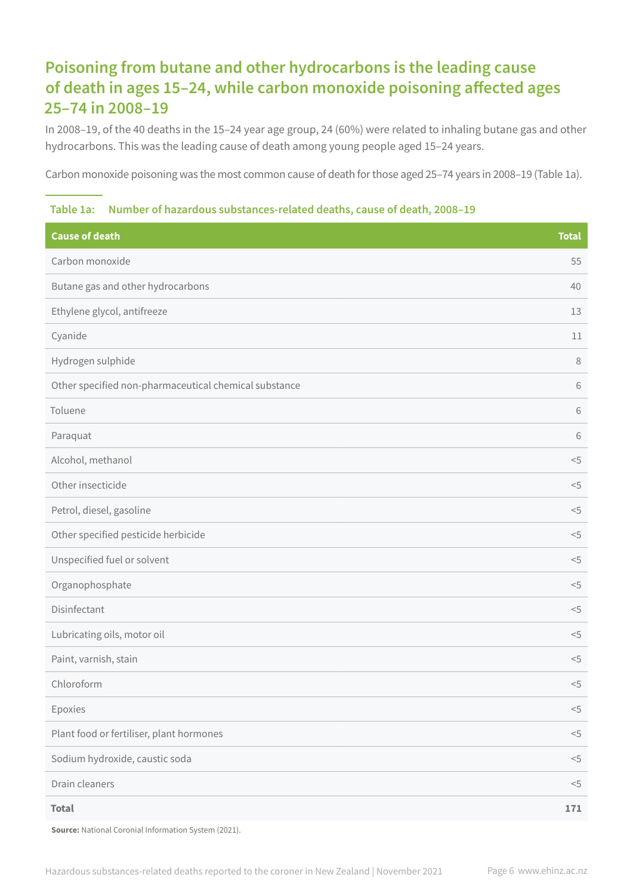## Poisoning from butane and other hydrocarbons is the leading cause of death in ages 15–24, while carbon monoxide poisoning affected ages 25–74 in 2008–19

In 2008–19, of the 40 deaths in the 15–24 year age group, 24 (60%) were related to inhaling butane gas and other hydrocarbons. This was the leading cause of death among young people aged 15–24 years.

Carbon monoxide poisoning was the most common cause of death for those aged 25–74 years in 2008–19 (Table 1a).

**Table 1a: Number of hazardous substances-related deaths, cause of death, 2008–19**

| Cause of death | Total |
|---|---|
| Carbon monoxide | 55 |
| Butane gas and other hydrocarbons | 40 |
| Ethylene glycol, antifreeze | 13 |
| Cyanide | 11 |
| Hydrogen sulphide | 8 |
| Other specified non-pharmaceutical chemical substance | 6 |
| Toluene | 6 |
| Paraquat | 6 |
| Alcohol, methanol | <5 |
| Other insecticide | <5 |
| Petrol, diesel, gasoline | <5 |
| Other specified pesticide herbicide | <5 |
| Unspecified fuel or solvent | <5 |
| Organophosphate | <5 |
| Disinfectant | <5 |
| Lubricating oils, motor oil | <5 |
| Paint, varnish, stain | <5 |
| Chloroform | <5 |
| Epoxies | <5 |
| Plant food or fertiliser, plant hormones | <5 |
| Sodium hydroxide, caustic soda | <5 |
| Drain cleaners | <5 |
| **Total** | **171** |

**Source:** National Coronial Information System (2021).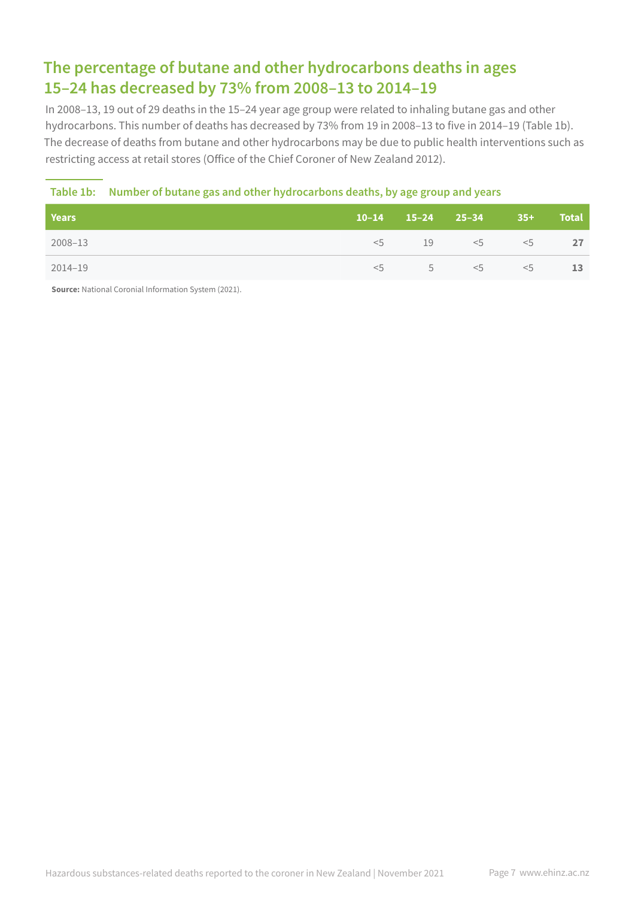## The percentage of butane and other hydrocarbons deaths in ages 15–24 has decreased by 73% from 2008–13 to 2014–19

In 2008–13, 19 out of 29 deaths in the 15–24 year age group were related to inhaling butane gas and other hydrocarbons. This number of deaths has decreased by 73% from 19 in 2008–13 to five in 2014–19 (Table 1b). The decrease of deaths from butane and other hydrocarbons may be due to public health interventions such as restricting access at retail stores (Office of the Chief Coroner of New Zealand 2012).

**Table 1b: Number of butane gas and other hydrocarbons deaths, by age group and years**

| Years | 10–14 | 15–24 | 25–34 | 35+ | Total |
|---|---|---|---|---|---|
| 2008–13 | <5 | 19 | <5 | <5 | **27** |
| 2014–19 | <5 | 5 | <5 | <5 | **13** |

**Source:** National Coronial Information System (2021).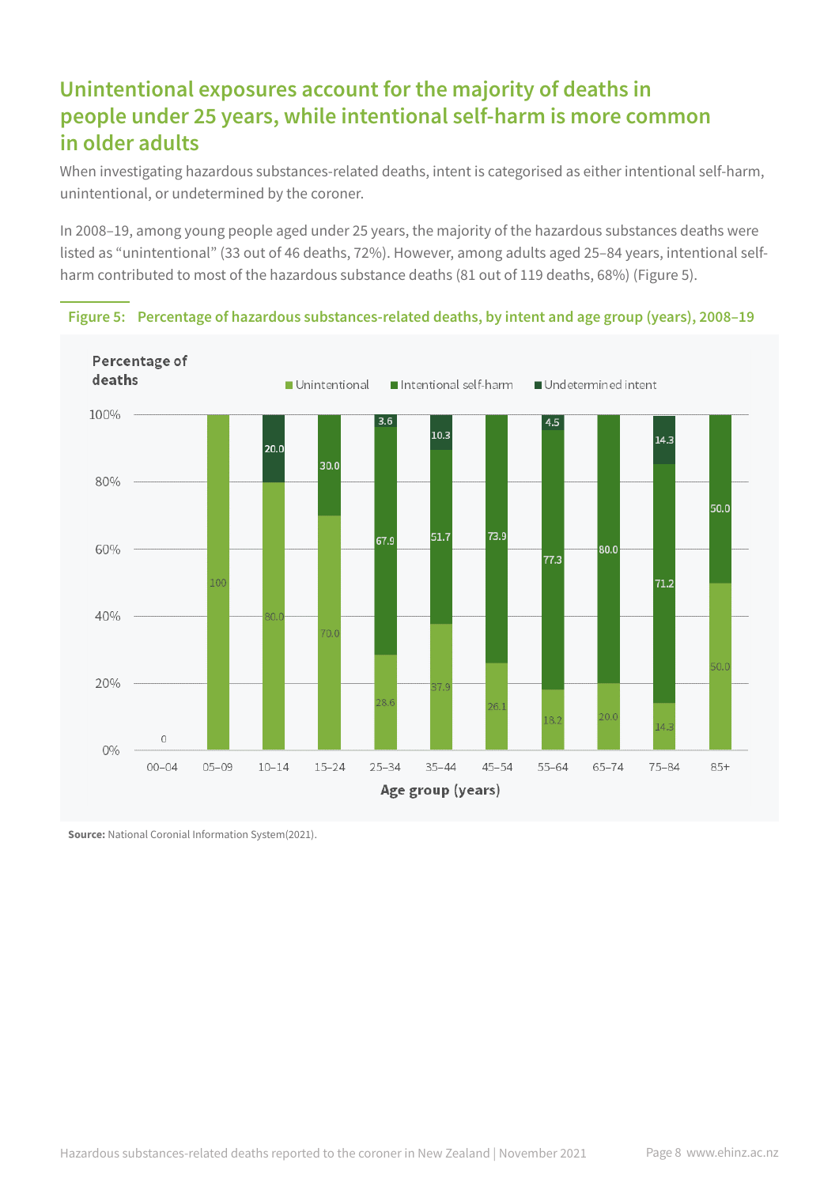## Unintentional exposures account for the majority of deaths in people under 25 years, while intentional self-harm is more common in older adults

When investigating hazardous substances-related deaths, intent is categorised as either intentional self-harm, unintentional, or undetermined by the coroner.

In 2008–19, among young people aged under 25 years, the majority of the hazardous substances deaths were listed as "unintentional" (33 out of 46 deaths, 72%). However, among adults aged 25–84 years, intentional self-harm contributed to most of the hazardous substance deaths (81 out of 119 deaths, 68%) (Figure 5).

**Figure 5: Percentage of hazardous substances-related deaths, by intent and age group (years), 2008–19**

Percentage of deaths

Unintentional | Intentional self-harm | Undetermined intent

100%
80%
60%
40%
20%
0%

00–04: 0
05–09: 100
10–14: 80.0, 20.0
15–24: 70.0, 30.0
25–34: 28.6, 67.9, 3.6
35–44: 37.9, 51.7, 10.3
45–54: 26.1, 73.9
55–64: 18.2, 77.3, 4.5
65–74: 20.0, 80.0
75–84: 14.3, 71.2, 14.3
85+: 50.0, 50.0

Age group (years)

**Source:** National Coronial Information System(2021).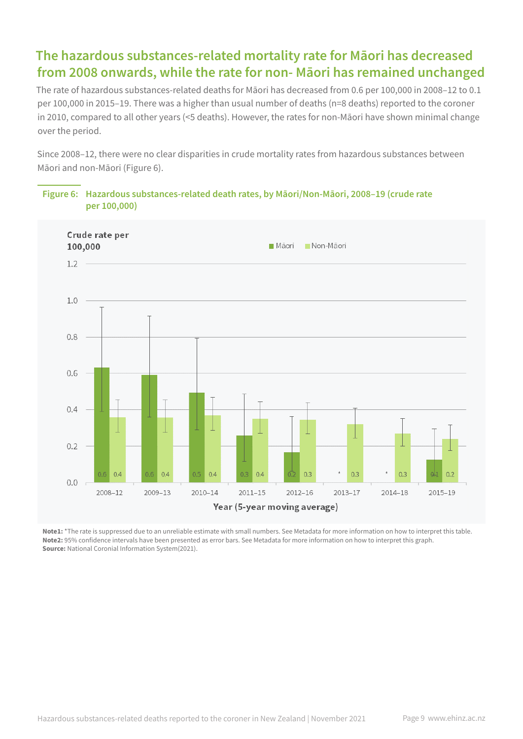## The hazardous substances-related mortality rate for Māori has decreased from 2008 onwards, while the rate for non- Māori has remained unchanged

The rate of hazardous substances-related deaths for Māori has decreased from 0.6 per 100,000 in 2008–12 to 0.1 per 100,000 in 2015–19. There was a higher than usual number of deaths (n=8 deaths) reported to the coroner in 2010, compared to all other years (<5 deaths). However, the rates for non-Māori have shown minimal change over the period.

Since 2008–12, there were no clear disparities in crude mortality rates from hazardous substances between Māori and non-Māori (Figure 6).

**Figure 6: Hazardous substances-related death rates, by Māori/Non-Māori, 2008–19 (crude rate per 100,000)**

Crude rate per 100,000

Māori, Non-Māori

1.2, 1.0, 0.8, 0.6, 0.4, 0.2, 0.0

2008–12: 0.6, 0.4
2009–13: 0.6, 0.4
2010–14: 0.5, 0.4
2011–15: 0.3, 0.4
2012–16: 0.2, 0.3
2013–17: *, 0.3
2014–18: *, 0.3
2015–19: 0.1, 0.2

Year (5-year moving average)

**Note1:** *The rate is suppressed due to an unreliable estimate with small numbers. See Metadata for more information on how to interpret this table.
**Note2:** 95% confidence intervals have been presented as error bars. See Metadata for more information on how to interpret this graph.
**Source:** National Coronial Information System(2021).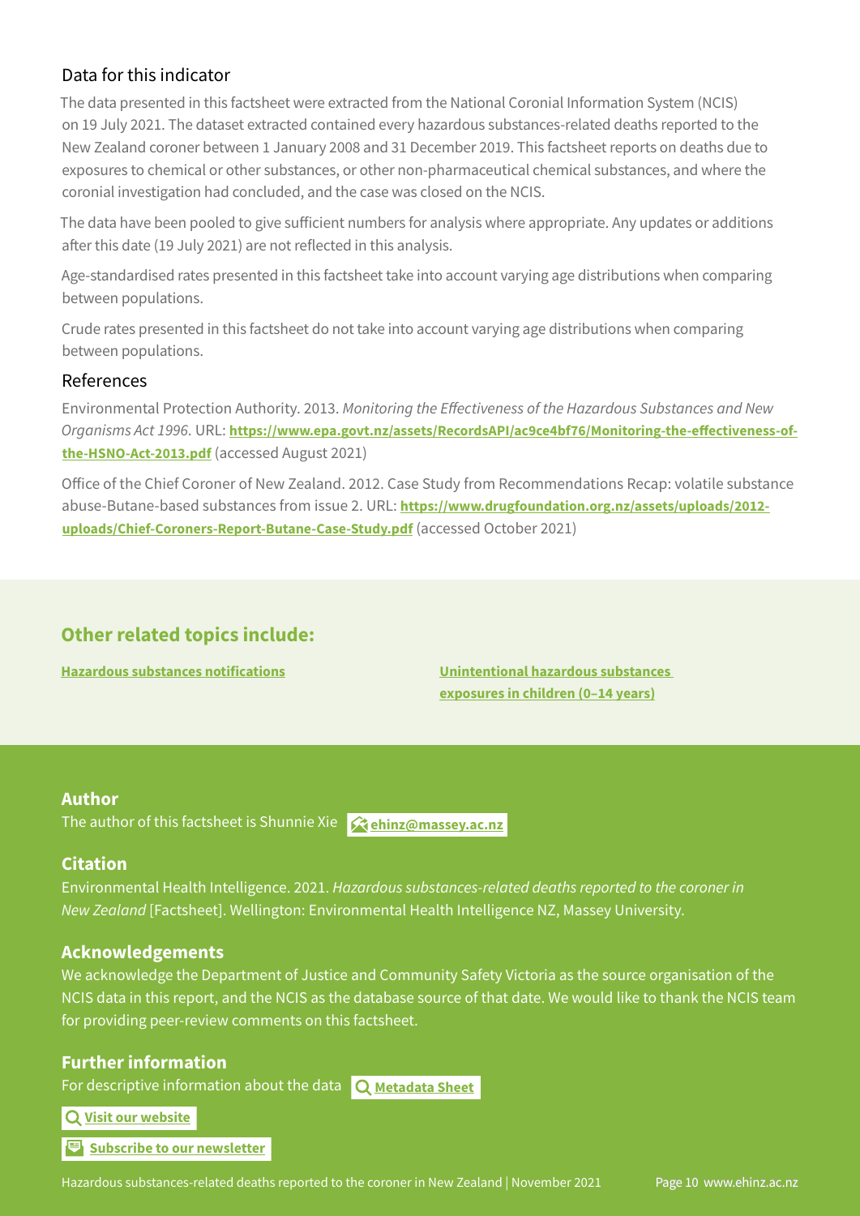## Data for this indicator

The data presented in this factsheet were extracted from the National Coronial Information System (NCIS) on 19 July 2021. The dataset extracted contained every hazardous substances-related deaths reported to the New Zealand coroner between 1 January 2008 and 31 December 2019. This factsheet reports on deaths due to exposures to chemical or other substances, or other non-pharmaceutical chemical substances, and where the coronial investigation had concluded, and the case was closed on the NCIS.

The data have been pooled to give sufficient numbers for analysis where appropriate. Any updates or additions after this date (19 July 2021) are not reflected in this analysis.

Age-standardised rates presented in this factsheet take into account varying age distributions when comparing between populations.

Crude rates presented in this factsheet do not take into account varying age distributions when comparing between populations.

## References

Environmental Protection Authority. 2013. *Monitoring the Effectiveness of the Hazardous Substances and New Organisms Act 1996*. URL: **https://www.epa.govt.nz/assets/RecordsAPI/ac9ce4bf76/Monitoring-the-effectiveness-of-the-HSNO-Act-2013.pdf** (accessed August 2021)

Office of the Chief Coroner of New Zealand. 2012. Case Study from Recommendations Recap: volatile substance abuse-Butane-based substances from issue 2. URL: **https://www.drugfoundation.org.nz/assets/uploads/2012-uploads/Chief-Coroners-Report-Butane-Case-Study.pdf** (accessed October 2021)

## Other related topics include:

**Hazardous substances notifications**

**Unintentional hazardous substances exposures in children (0–14 years)**

### Author

The author of this factsheet is Shunnie Xie **ehinz@massey.ac.nz**

### Citation

Environmental Health Intelligence. 2021. *Hazardous substances-related deaths reported to the coroner in New Zealand* [Factsheet]. Wellington: Environmental Health Intelligence NZ, Massey University.

### Acknowledgements

We acknowledge the Department of Justice and Community Safety Victoria as the source organisation of the NCIS data in this report, and the NCIS as the database source of that date. We would like to thank the NCIS team for providing peer-review comments on this factsheet.

### Further information

For descriptive information about the data **Metadata Sheet**

**Visit our website**

**Subscribe to our newsletter**